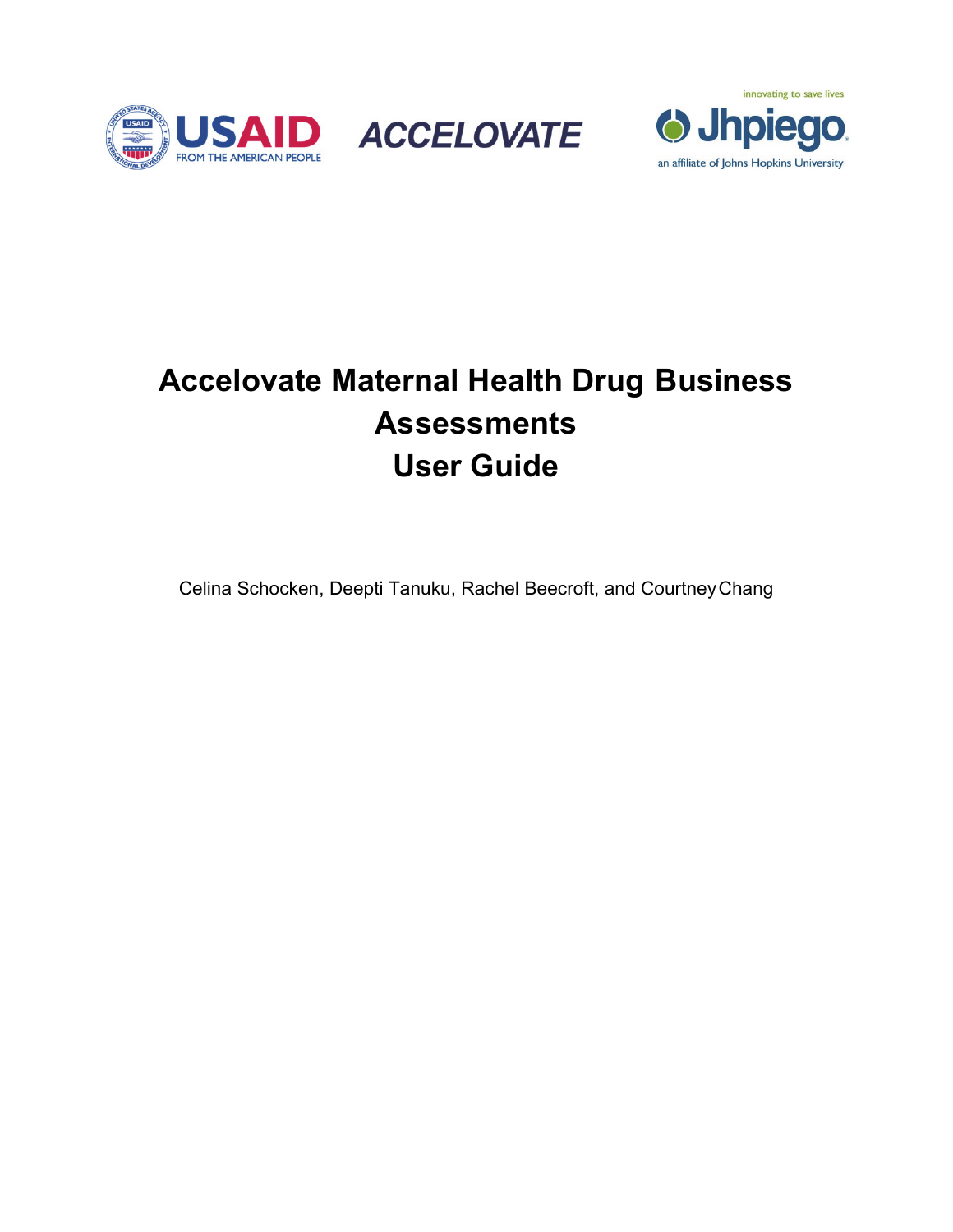USAID FROM THE AMERICAN PEOPLE

ACCELOVATE

innovating to save lives
Jhpiego
an affiliate of Johns Hopkins University

# Accelovate Maternal Health Drug Business Assessments User Guide

Celina Schocken, Deepti Tanuku, Rachel Beecroft, and Courtney Chang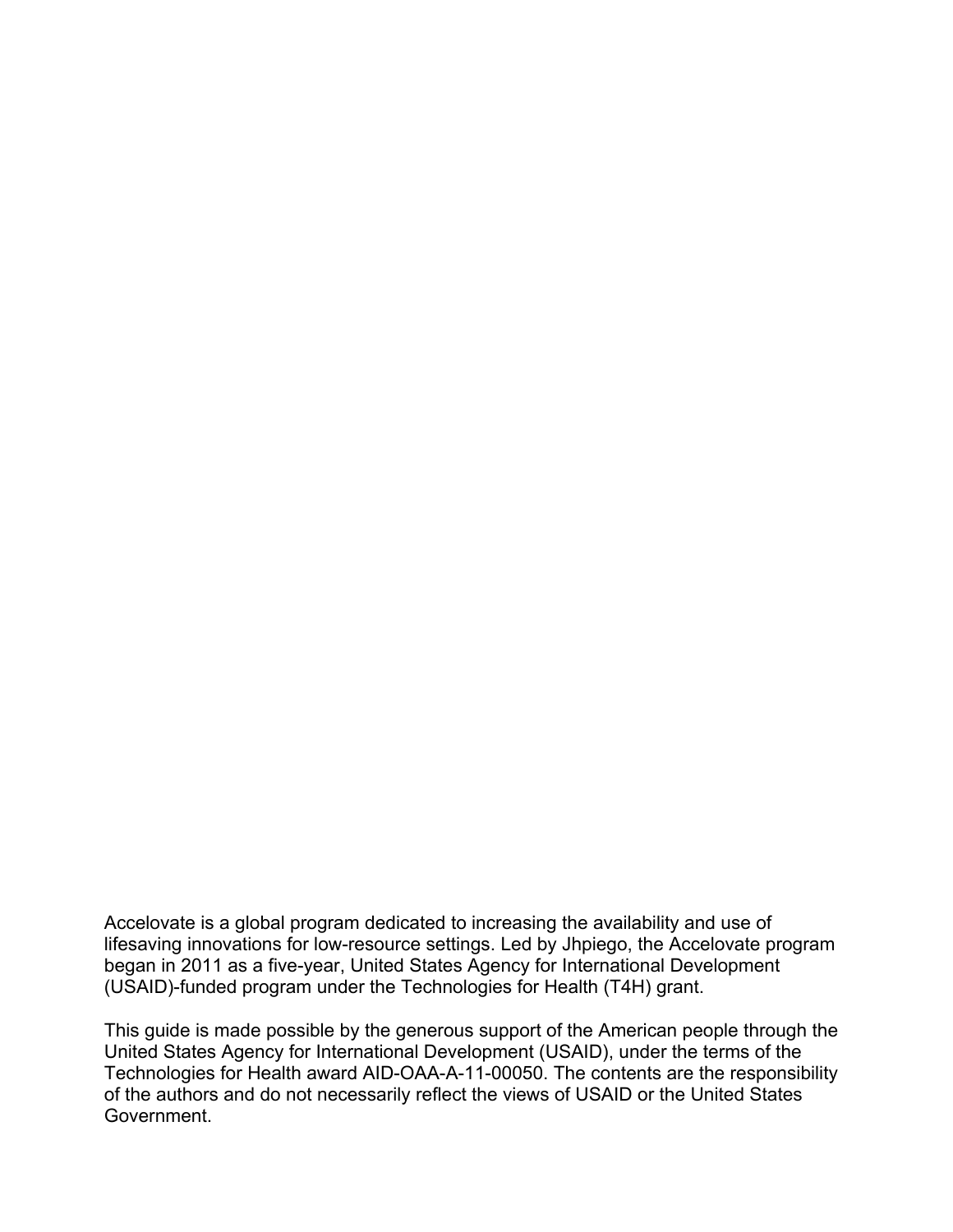Accelovate is a global program dedicated to increasing the availability and use of lifesaving innovations for low-resource settings. Led by Jhpiego, the Accelovate program began in 2011 as a five-year, United States Agency for International Development (USAID)-funded program under the Technologies for Health (T4H) grant.

This guide is made possible by the generous support of the American people through the United States Agency for International Development (USAID), under the terms of the Technologies for Health award AID-OAA-A-11-00050. The contents are the responsibility of the authors and do not necessarily reflect the views of USAID or the United States Government.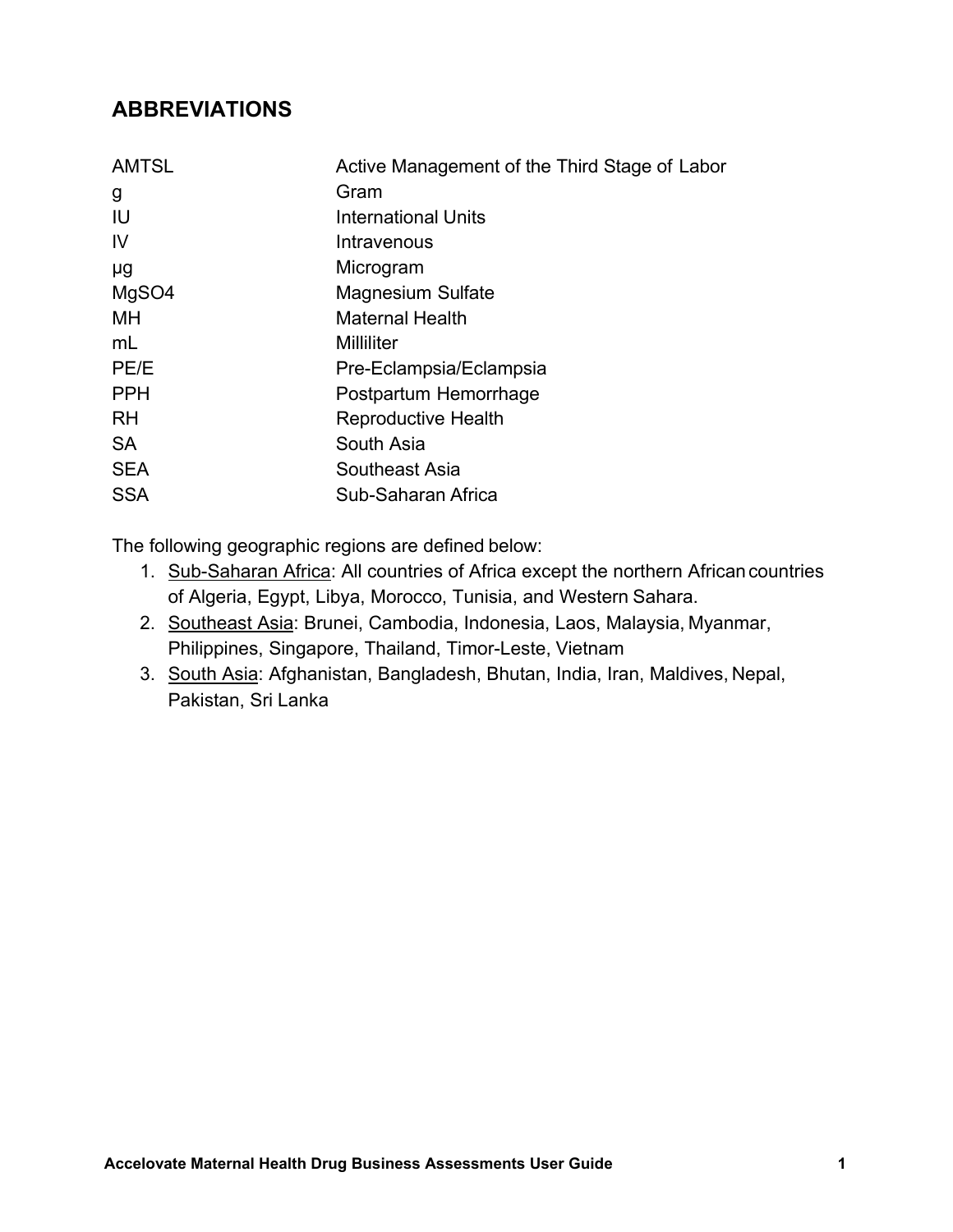## ABBREVIATIONS

| | |
|---|---|
| AMTSL | Active Management of the Third Stage of Labor |
| g | Gram |
| IU | International Units |
| IV | Intravenous |
| µg | Microgram |
| $MgSO_4$ | Magnesium Sulfate |
| MH | Maternal Health |
| mL | Milliliter |
| PE/E | Pre-Eclampsia/Eclampsia |
| PPH | Postpartum Hemorrhage |
| RH | Reproductive Health |
| SA | South Asia |
| SEA | Southeast Asia |
| SSA | Sub-Saharan Africa |

The following geographic regions are defined below:

1. Sub-Saharan Africa: All countries of Africa except the northern African countries of Algeria, Egypt, Libya, Morocco, Tunisia, and Western Sahara.
2. Southeast Asia: Brunei, Cambodia, Indonesia, Laos, Malaysia, Myanmar, Philippines, Singapore, Thailand, Timor-Leste, Vietnam
3. South Asia: Afghanistan, Bangladesh, Bhutan, India, Iran, Maldives, Nepal, Pakistan, Sri Lanka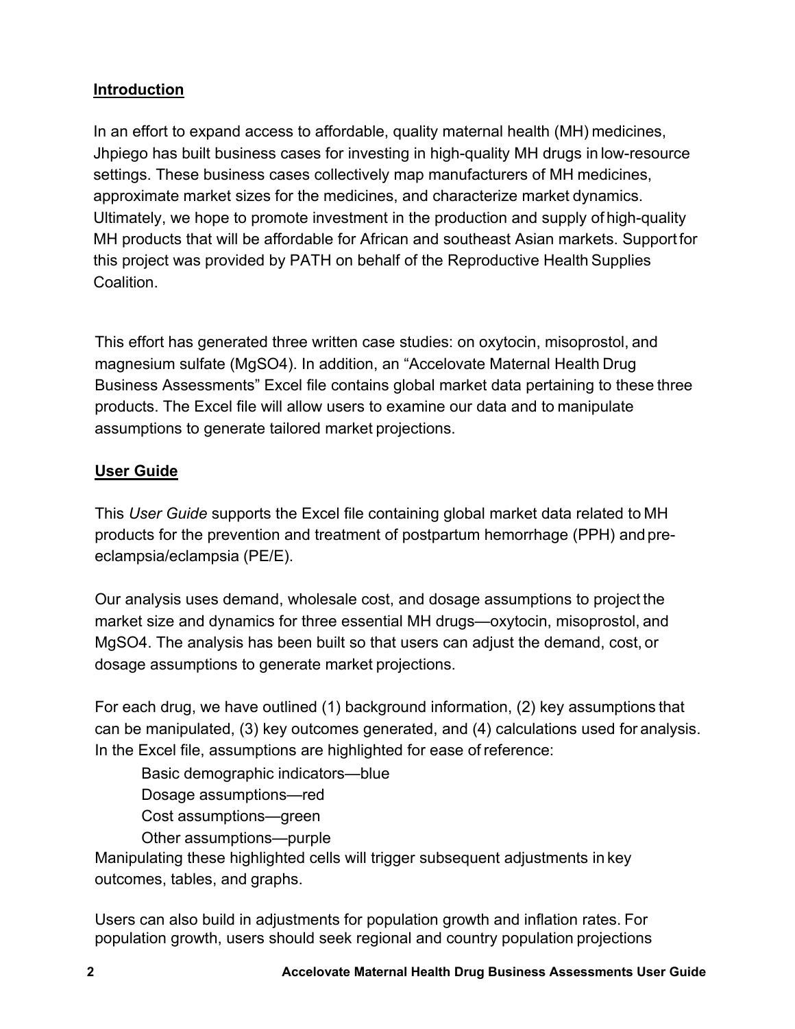## Introduction

In an effort to expand access to affordable, quality maternal health (MH) medicines, Jhpiego has built business cases for investing in high-quality MH drugs in low-resource settings. These business cases collectively map manufacturers of MH medicines, approximate market sizes for the medicines, and characterize market dynamics. Ultimately, we hope to promote investment in the production and supply of high-quality MH products that will be affordable for African and southeast Asian markets. Support for this project was provided by PATH on behalf of the Reproductive Health Supplies Coalition.

This effort has generated three written case studies: on oxytocin, misoprostol, and magnesium sulfate (MgSO4). In addition, an "Accelovate Maternal Health Drug Business Assessments" Excel file contains global market data pertaining to these three products. The Excel file will allow users to examine our data and to manipulate assumptions to generate tailored market projections.

## User Guide

This *User Guide* supports the Excel file containing global market data related to MH products for the prevention and treatment of postpartum hemorrhage (PPH) and pre-eclampsia/eclampsia (PE/E).

Our analysis uses demand, wholesale cost, and dosage assumptions to project the market size and dynamics for three essential MH drugs—oxytocin, misoprostol, and MgSO4. The analysis has been built so that users can adjust the demand, cost, or dosage assumptions to generate market projections.

For each drug, we have outlined (1) background information, (2) key assumptions that can be manipulated, (3) key outcomes generated, and (4) calculations used for analysis. In the Excel file, assumptions are highlighted for ease of reference:

- Basic demographic indicators—blue
- Dosage assumptions—red
- Cost assumptions—green
- Other assumptions—purple

Manipulating these highlighted cells will trigger subsequent adjustments in key outcomes, tables, and graphs.

Users can also build in adjustments for population growth and inflation rates. For population growth, users should seek regional and country population projections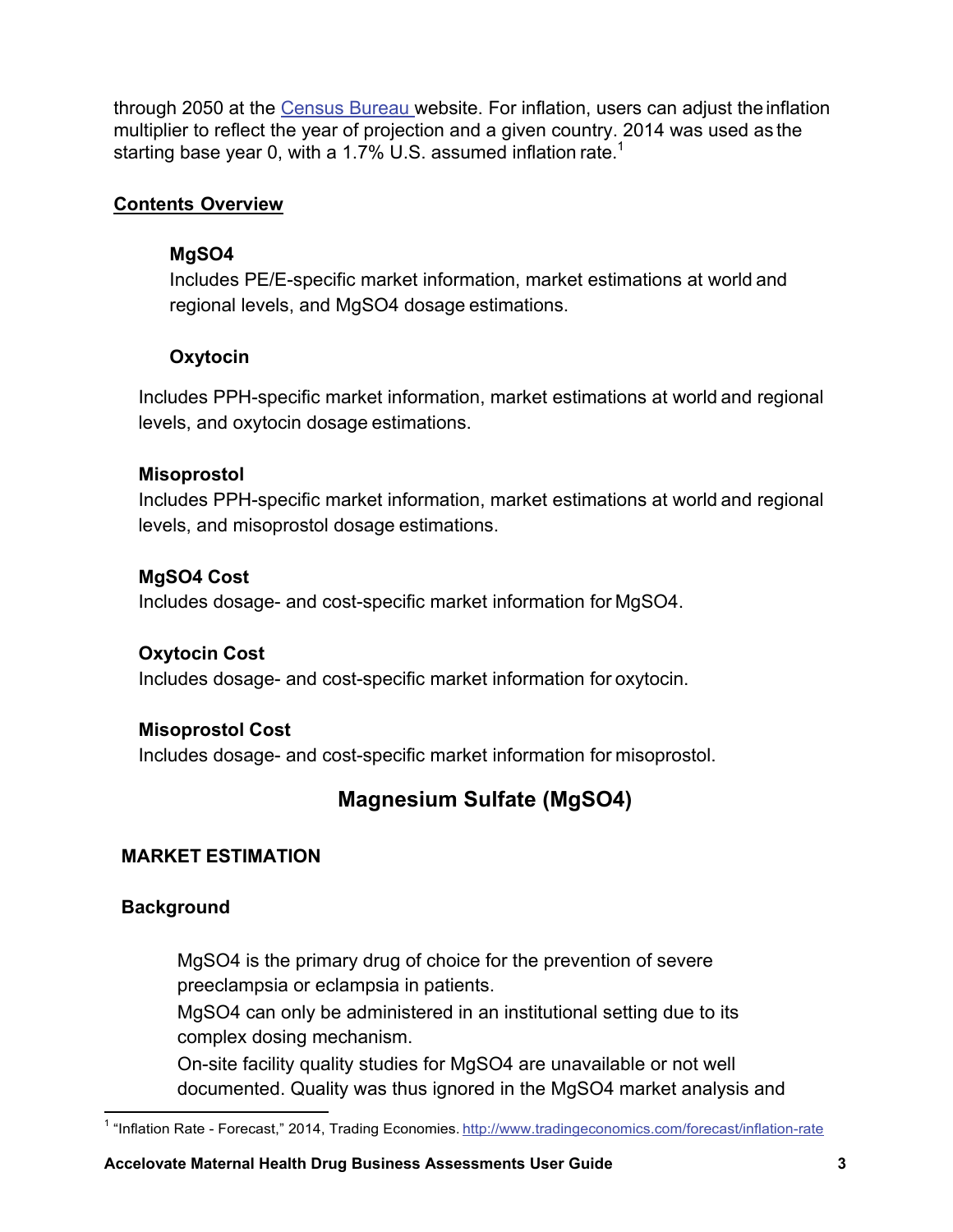through 2050 at the Census Bureau website. For inflation, users can adjust the inflation multiplier to reflect the year of projection and a given country. 2014 was used as the starting base year 0, with a 1.7% U.S. assumed inflation rate.[1]

**Contents Overview**

**MgSO4**
Includes PE/E-specific market information, market estimations at world and regional levels, and MgSO4 dosage estimations.

**Oxytocin**
Includes PPH-specific market information, market estimations at world and regional levels, and oxytocin dosage estimations.

**Misoprostol**
Includes PPH-specific market information, market estimations at world and regional levels, and misoprostol dosage estimations.

**MgSO4 Cost**
Includes dosage- and cost-specific market information for MgSO4.

**Oxytocin Cost**
Includes dosage- and cost-specific market information for oxytocin.

**Misoprostol Cost**
Includes dosage- and cost-specific market information for misoprostol.

## Magnesium Sulfate (MgSO4)

### MARKET ESTIMATION

### Background

MgSO4 is the primary drug of choice for the prevention of severe preeclampsia or eclampsia in patients.
MgSO4 can only be administered in an institutional setting due to its complex dosing mechanism.
On-site facility quality studies for MgSO4 are unavailable or not well documented. Quality was thus ignored in the MgSO4 market analysis and

[1] "Inflation Rate - Forecast," 2014, Trading Economics. http://www.tradingeconomics.com/forecast/inflation-rate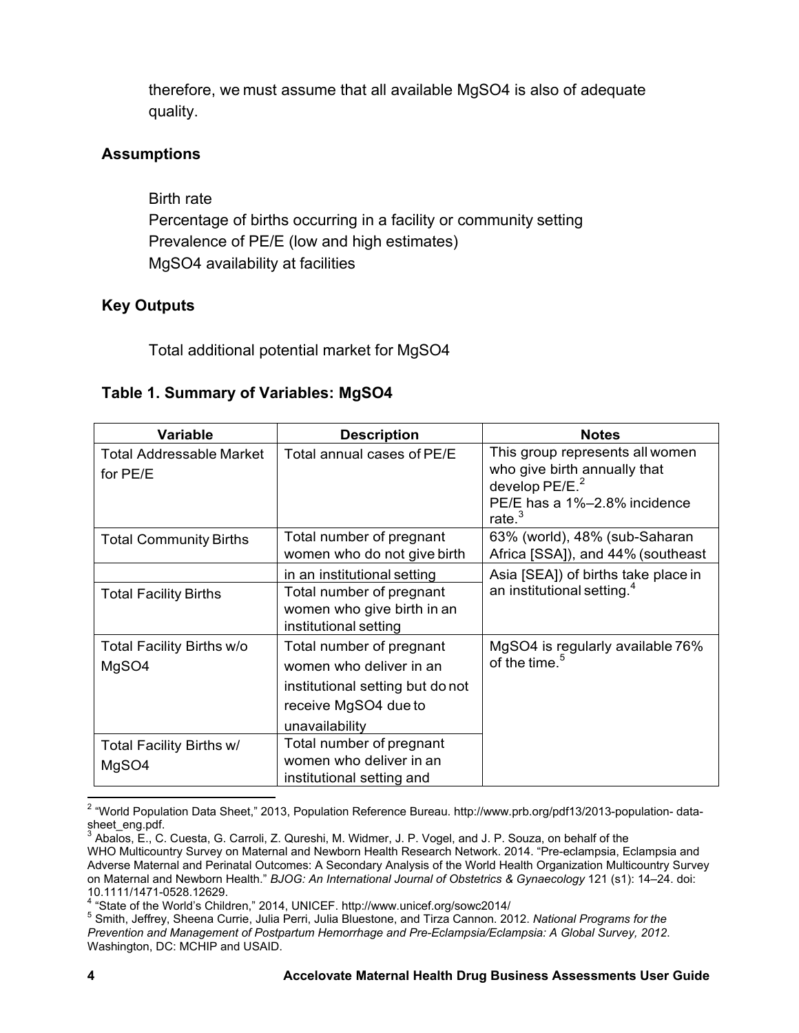therefore, we must assume that all available MgSO4 is also of adequate quality.

### Assumptions

- Birth rate
- Percentage of births occurring in a facility or community setting
- Prevalence of PE/E (low and high estimates)
- MgSO4 availability at facilities

### Key Outputs

- Total additional potential market for MgSO4

### Table 1. Summary of Variables: MgSO4

| Variable | Description | Notes |
|---|---|---|
| Total Addressable Market for PE/E | Total annual cases of PE/E | This group represents all women who give birth annually that develop PE/E.[2] PE/E has a 1%–2.8% incidence rate.[3] |
| Total Community Births | Total number of pregnant women who do not give birth in an institutional setting | 63% (world), 48% (sub-Saharan Africa [SSA]), and 44% (southeast Asia [SEA]) of births take place in an institutional setting.[4] |
| Total Facility Births | Total number of pregnant women who give birth in an institutional setting | |
| Total Facility Births w/o MgSO4 | Total number of pregnant women who deliver in an institutional setting but do not receive MgSO4 due to unavailability | MgSO4 is regularly available 76% of the time.[5] |
| Total Facility Births w/ MgSO4 | Total number of pregnant women who deliver in an institutional setting and | |

[2] "World Population Data Sheet," 2013, Population Reference Bureau. http://www.prb.org/pdf13/2013-population-data-sheet_eng.pdf.

[3] Abalos, E., C. Cuesta, G. Carroli, Z. Qureshi, M. Widmer, J. P. Vogel, and J. P. Souza, on behalf of the WHO Multicountry Survey on Maternal and Newborn Health Research Network. 2014. "Pre-eclampsia, Eclampsia and Adverse Maternal and Perinatal Outcomes: A Secondary Analysis of the World Health Organization Multicountry Survey on Maternal and Newborn Health." *BJOG: An International Journal of Obstetrics & Gynaecology* 121 (s1): 14–24. doi: 10.1111/1471-0528.12629.

[4] "State of the World's Children," 2014, UNICEF. http://www.unicef.org/sowc2014/

[5] Smith, Jeffrey, Sheena Currie, Julia Perri, Julia Bluestone, and Tirza Cannon. 2012. *National Programs for the Prevention and Management of Postpartum Hemorrhage and Pre-Eclampsia/Eclampsia: A Global Survey, 2012*. Washington, DC: MCHIP and USAID.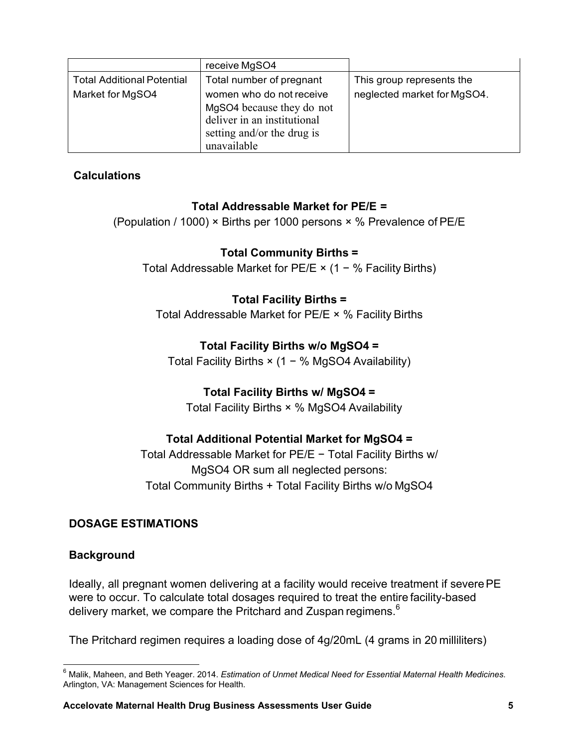| | receive MgSO4 | |
|---|---|---|
| Total Additional Potential Market for MgSO4 | Total number of pregnant women who do not receive MgSO4 because they do not deliver in an institutional setting and/or the drug is unavailable | This group represents the neglected market for MgSO4. |

### Calculations

**Total Addressable Market for PE/E =**
(Population / 1000) × Births per 1000 persons × % Prevalence of PE/E

**Total Community Births =**
Total Addressable Market for PE/E × (1 − % Facility Births)

**Total Facility Births =**
Total Addressable Market for PE/E × % Facility Births

**Total Facility Births w/o MgSO4 =**
Total Facility Births × (1 − % MgSO4 Availability)

**Total Facility Births w/ MgSO4 =**
Total Facility Births × % MgSO4 Availability

**Total Additional Potential Market for MgSO4 =**
Total Addressable Market for PE/E − Total Facility Births w/ MgSO4 OR sum all neglected persons:
Total Community Births + Total Facility Births w/o MgSO4

## DOSAGE ESTIMATIONS

### Background

Ideally, all pregnant women delivering at a facility would receive treatment if severe PE were to occur. To calculate total dosages required to treat the entire facility-based delivery market, we compare the Pritchard and Zuspan regimens.[6]

The Pritchard regimen requires a loading dose of 4g/20mL (4 grams in 20 milliliters)

[6] Malik, Maheen, and Beth Yeager. 2014. *Estimation of Unmet Medical Need for Essential Maternal Health Medicines*. Arlington, VA: Management Sciences for Health.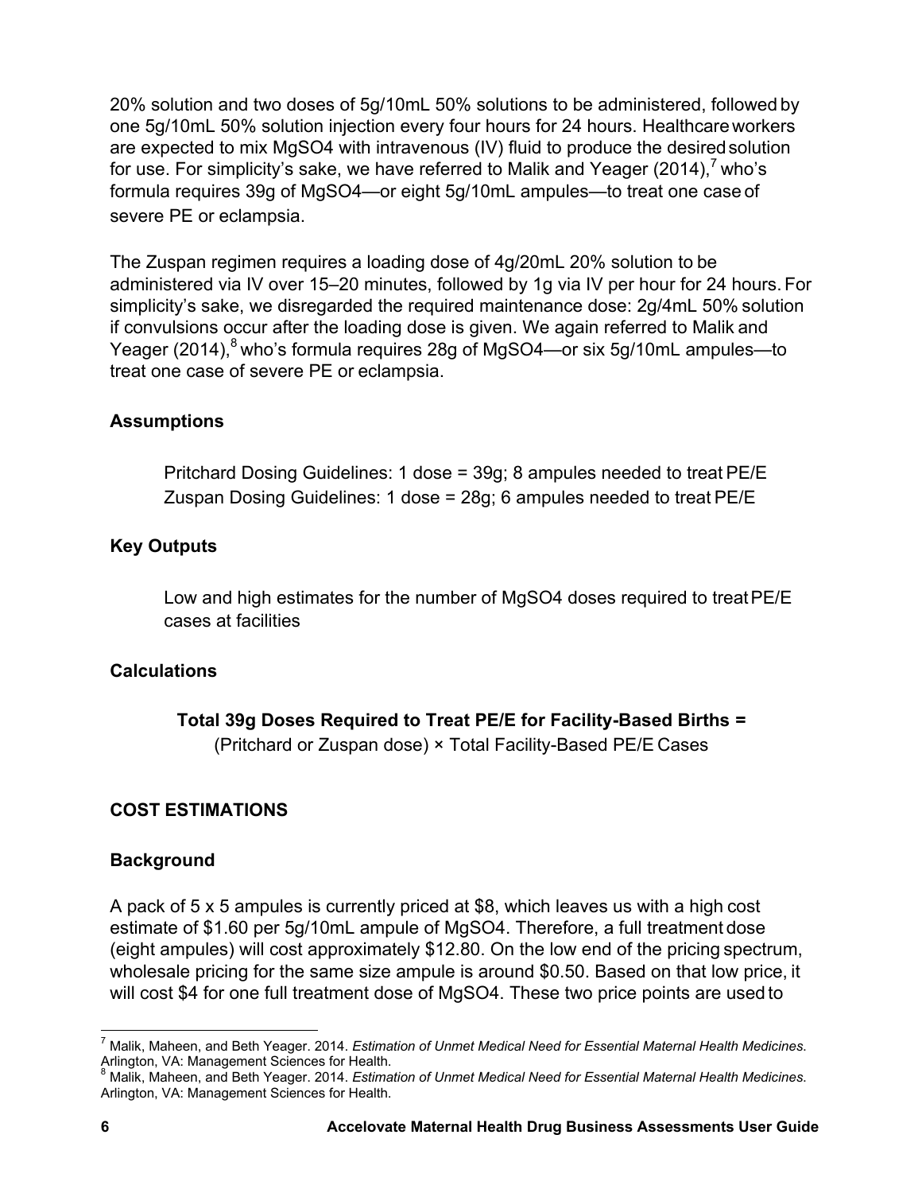20% solution and two doses of 5g/10mL 50% solutions to be administered, followed by one 5g/10mL 50% solution injection every four hours for 24 hours. Healthcare workers are expected to mix MgSO4 with intravenous (IV) fluid to produce the desired solution for use. For simplicity's sake, we have referred to Malik and Yeager (2014),[7] who's formula requires 39g of MgSO4—or eight 5g/10mL ampules—to treat one case of severe PE or eclampsia.

The Zuspan regimen requires a loading dose of 4g/20mL 20% solution to be administered via IV over 15–20 minutes, followed by 1g via IV per hour for 24 hours. For simplicity's sake, we disregarded the required maintenance dose: 2g/4mL 50% solution if convulsions occur after the loading dose is given. We again referred to Malik and Yeager (2014),[8] who's formula requires 28g of MgSO4—or six 5g/10mL ampules—to treat one case of severe PE or eclampsia.

### Assumptions

Pritchard Dosing Guidelines: 1 dose = 39g; 8 ampules needed to treat PE/E
Zuspan Dosing Guidelines: 1 dose = 28g; 6 ampules needed to treat PE/E

### Key Outputs

Low and high estimates for the number of MgSO4 doses required to treat PE/E cases at facilities

### Calculations

**Total 39g Doses Required to Treat PE/E for Facility-Based Births =**
(Pritchard or Zuspan dose) × Total Facility-Based PE/E Cases

## COST ESTIMATIONS

### Background

A pack of 5 x 5 ampules is currently priced at $8, which leaves us with a high cost estimate of $1.60 per 5g/10mL ampule of MgSO4. Therefore, a full treatment dose (eight ampules) will cost approximately $12.80. On the low end of the pricing spectrum, wholesale pricing for the same size ampule is around $0.50. Based on that low price, it will cost $4 for one full treatment dose of MgSO4. These two price points are used to

[7] Malik, Maheen, and Beth Yeager. 2014. *Estimation of Unmet Medical Need for Essential Maternal Health Medicines*. Arlington, VA: Management Sciences for Health.

[8] Malik, Maheen, and Beth Yeager. 2014. *Estimation of Unmet Medical Need for Essential Maternal Health Medicines*. Arlington, VA: Management Sciences for Health.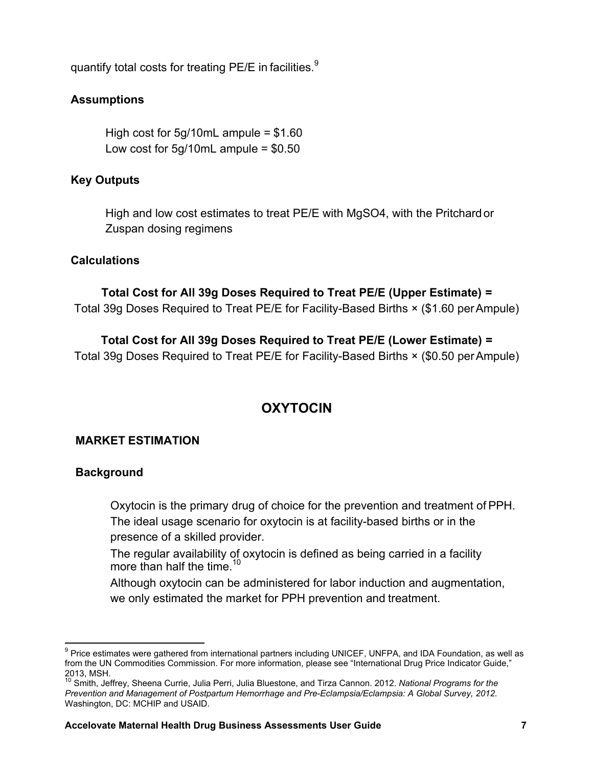quantify total costs for treating PE/E in facilities.[9]

### Assumptions

High cost for 5g/10mL ampule = $1.60
Low cost for 5g/10mL ampule = $0.50

### Key Outputs

High and low cost estimates to treat PE/E with $MgSO_4$, with the Pritchard or Zuspan dosing regimens

### Calculations

**Total Cost for All 39g Doses Required to Treat PE/E (Upper Estimate) =**
Total 39g Doses Required to Treat PE/E for Facility-Based Births × ($1.60 per Ampule)

**Total Cost for All 39g Doses Required to Treat PE/E (Lower Estimate) =**
Total 39g Doses Required to Treat PE/E for Facility-Based Births × ($0.50 per Ampule)

## OXYTOCIN

### MARKET ESTIMATION

### Background

Oxytocin is the primary drug of choice for the prevention and treatment of PPH. The ideal usage scenario for oxytocin is at facility-based births or in the presence of a skilled provider.

The regular availability of oxytocin is defined as being carried in a facility more than half the time.[10]

Although oxytocin can be administered for labor induction and augmentation, we only estimated the market for PPH prevention and treatment.

---

[9] Price estimates were gathered from international partners including UNICEF, UNFPA, and IDA Foundation, as well as from the UN Commodities Commission. For more information, please see "International Drug Price Indicator Guide," 2013, MSH.

[10] Smith, Jeffrey, Sheena Currie, Julia Perri, Julia Bluestone, and Tirza Cannon. 2012. *National Programs for the Prevention and Management of Postpartum Hemorrhage and Pre-Eclampsia/Eclampsia: A Global Survey, 2012.* Washington, DC: MCHIP and USAID.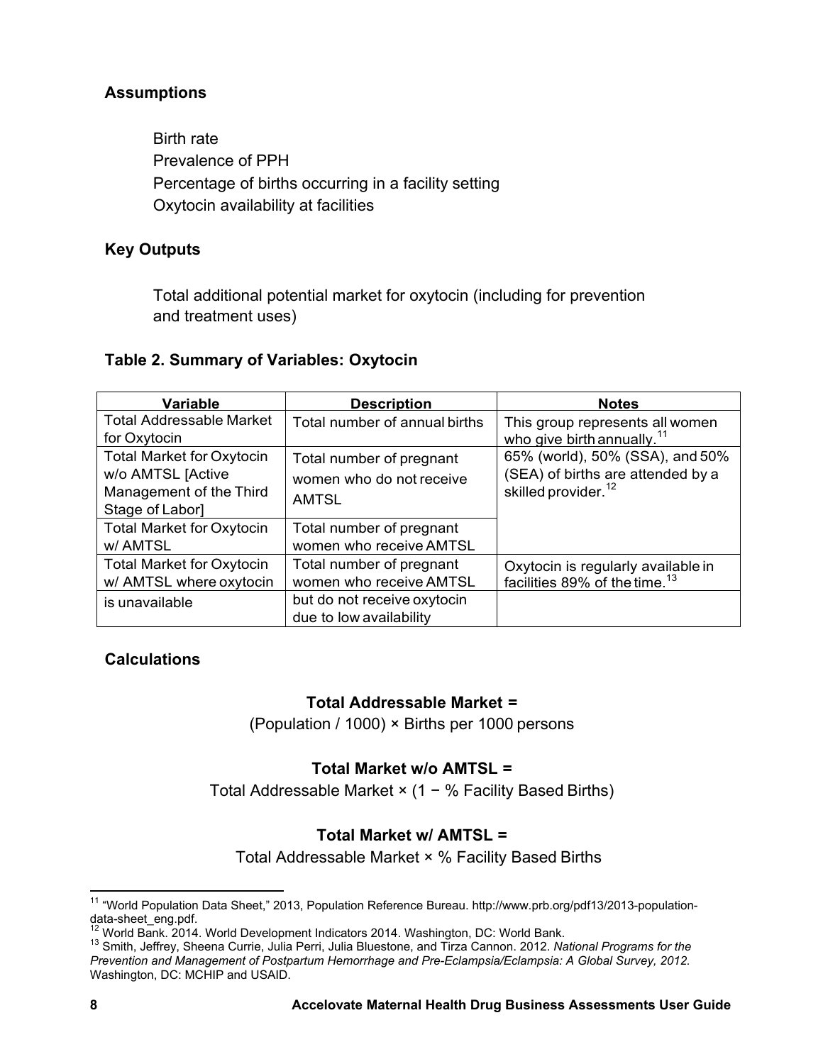### Assumptions

Birth rate
Prevalence of PPH
Percentage of births occurring in a facility setting
Oxytocin availability at facilities

### Key Outputs

Total additional potential market for oxytocin (including for prevention and treatment uses)

#### Table 2. Summary of Variables: Oxytocin

| Variable | Description | Notes |
|---|---|---|
| Total Addressable Market for Oxytocin | Total number of annual births | This group represents all women who give birth annually.[11] |
| Total Market for Oxytocin w/o AMTSL [Active Management of the Third Stage of Labor] | Total number of pregnant women who do not receive AMTSL | 65% (world), 50% (SSA), and 50% (SEA) of births are attended by a skilled provider.[12] |
| Total Market for Oxytocin w/ AMTSL | Total number of pregnant women who receive AMTSL | |
| Total Market for Oxytocin w/ AMTSL where oxytocin is unavailable | Total number of pregnant women who receive AMTSL but do not receive oxytocin due to low availability | Oxytocin is regularly available in facilities 89% of the time.[13] |

### Calculations

**Total Addressable Market =**
(Population / 1000) × Births per 1000 persons

**Total Market w/o AMTSL =**
Total Addressable Market × (1 − % Facility Based Births)

**Total Market w/ AMTSL =**
Total Addressable Market × % Facility Based Births

---

[11] "World Population Data Sheet," 2013, Population Reference Bureau. http://www.prb.org/pdf13/2013-population-data-sheet_eng.pdf.

[12] World Bank. 2014. World Development Indicators 2014. Washington, DC: World Bank.

[13] Smith, Jeffrey, Sheena Currie, Julia Perri, Julia Bluestone, and Tirza Cannon. 2012. *National Programs for the Prevention and Management of Postpartum Hemorrhage and Pre-Eclampsia/Eclampsia: A Global Survey, 2012.* Washington, DC: MCHIP and USAID.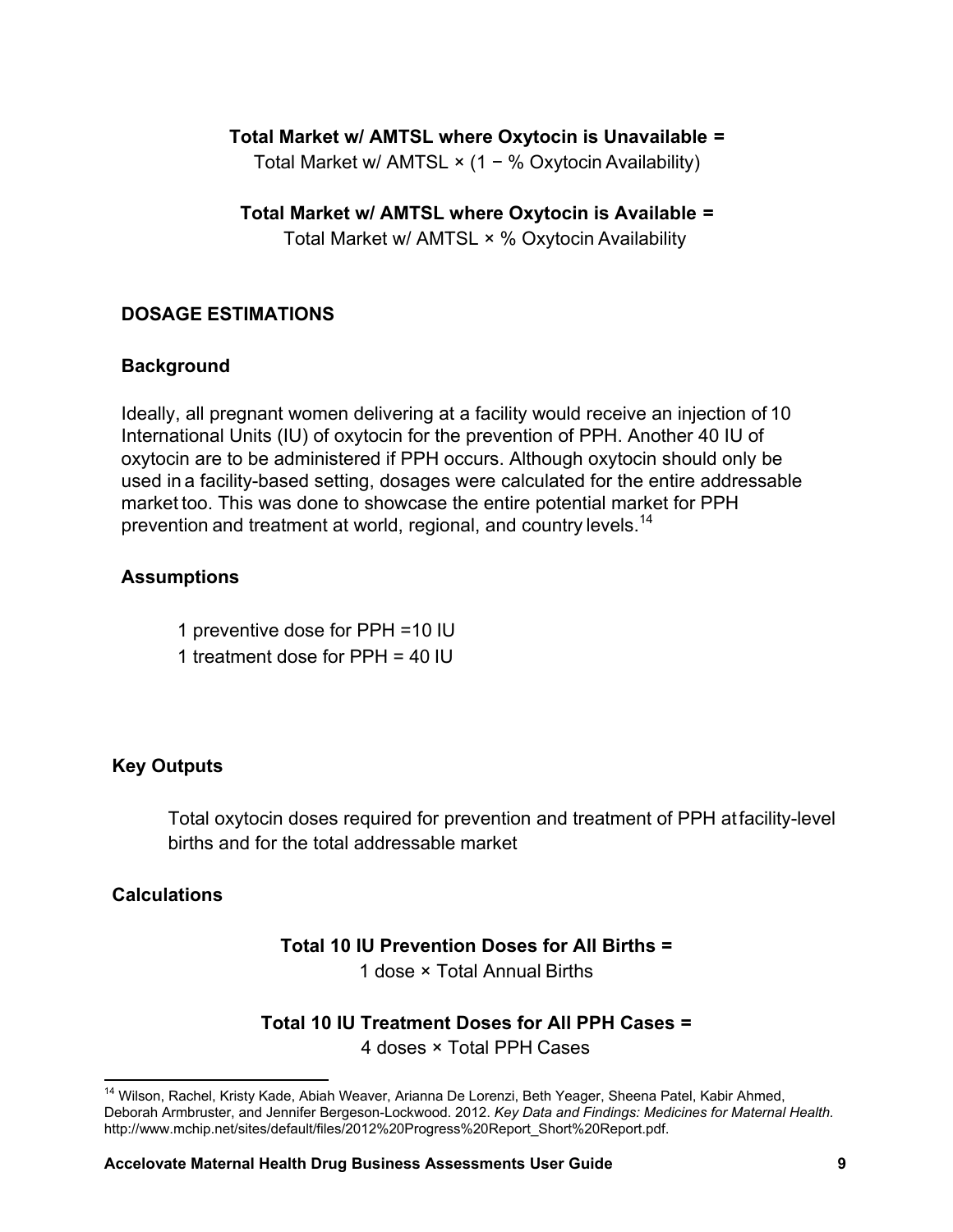**Total Market w/ AMTSL where Oxytocin is Unavailable =**

Total Market w/ AMTSL × (1 − % Oxytocin Availability)

**Total Market w/ AMTSL where Oxytocin is Available =**

Total Market w/ AMTSL × % Oxytocin Availability

## DOSAGE ESTIMATIONS

### Background

Ideally, all pregnant women delivering at a facility would receive an injection of 10 International Units (IU) of oxytocin for the prevention of PPH. Another 40 IU of oxytocin are to be administered if PPH occurs. Although oxytocin should only be used in a facility-based setting, dosages were calculated for the entire addressable market too. This was done to showcase the entire potential market for PPH prevention and treatment at world, regional, and country levels.[14]

### Assumptions

1 preventive dose for PPH =10 IU

1 treatment dose for PPH = 40 IU

### Key Outputs

Total oxytocin doses required for prevention and treatment of PPH at facility-level births and for the total addressable market

### Calculations

**Total 10 IU Prevention Doses for All Births =**

1 dose × Total Annual Births

**Total 10 IU Treatment Doses for All PPH Cases =**

4 doses × Total PPH Cases

---

[14] Wilson, Rachel, Kristy Kade, Abiah Weaver, Arianna De Lorenzi, Beth Yeager, Sheena Patel, Kabir Ahmed, Deborah Armbruster, and Jennifer Bergeson-Lockwood. 2012. *Key Data and Findings: Medicines for Maternal Health.* http://www.mchip.net/sites/default/files/2012%20Progress%20Report_Short%20Report.pdf.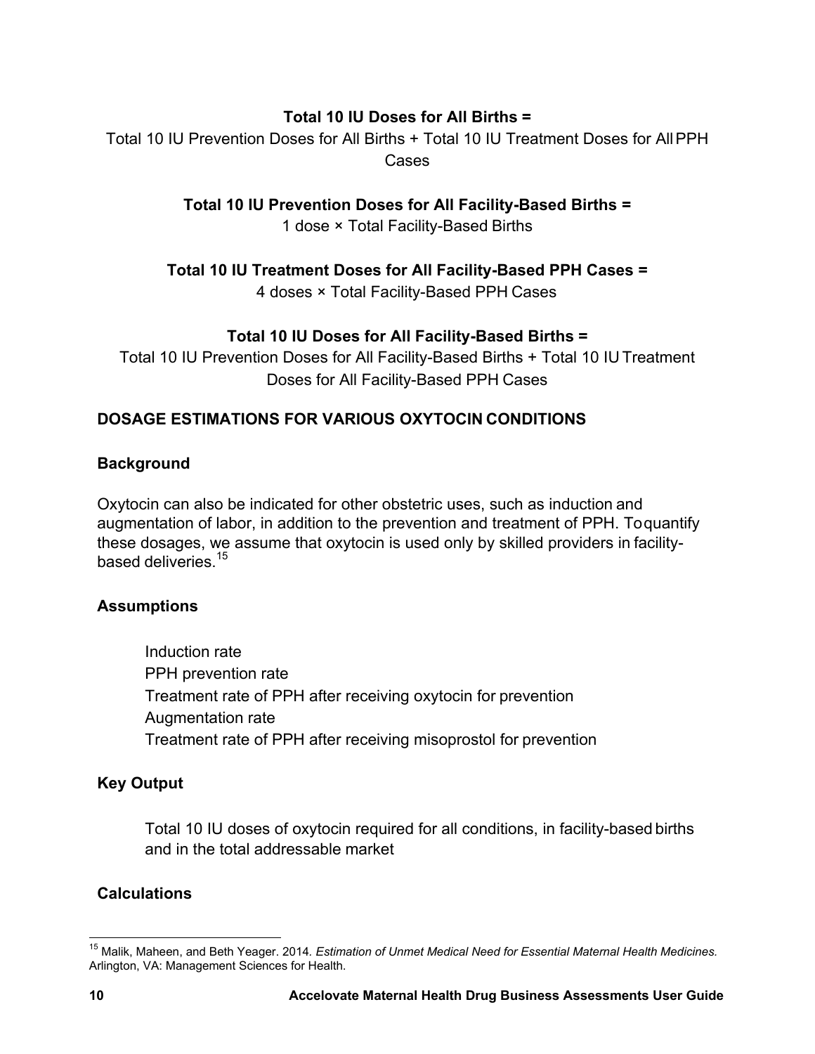**Total 10 IU Doses for All Births =**

Total 10 IU Prevention Doses for All Births + Total 10 IU Treatment Doses for All PPH Cases

**Total 10 IU Prevention Doses for All Facility-Based Births =**

1 dose × Total Facility-Based Births

**Total 10 IU Treatment Doses for All Facility-Based PPH Cases =**

4 doses × Total Facility-Based PPH Cases

**Total 10 IU Doses for All Facility-Based Births =**

Total 10 IU Prevention Doses for All Facility-Based Births + Total 10 IU Treatment Doses for All Facility-Based PPH Cases

## DOSAGE ESTIMATIONS FOR VARIOUS OXYTOCIN CONDITIONS

### Background

Oxytocin can also be indicated for other obstetric uses, such as induction and augmentation of labor, in addition to the prevention and treatment of PPH. To quantify these dosages, we assume that oxytocin is used only by skilled providers in facility-based deliveries.[15]

### Assumptions

- Induction rate
- PPH prevention rate
- Treatment rate of PPH after receiving oxytocin for prevention
- Augmentation rate
- Treatment rate of PPH after receiving misoprostol for prevention

### Key Output

Total 10 IU doses of oxytocin required for all conditions, in facility-based births and in the total addressable market

### Calculations

[15] Malik, Maheen, and Beth Yeager. 2014. *Estimation of Unmet Medical Need for Essential Maternal Health Medicines.* Arlington, VA: Management Sciences for Health.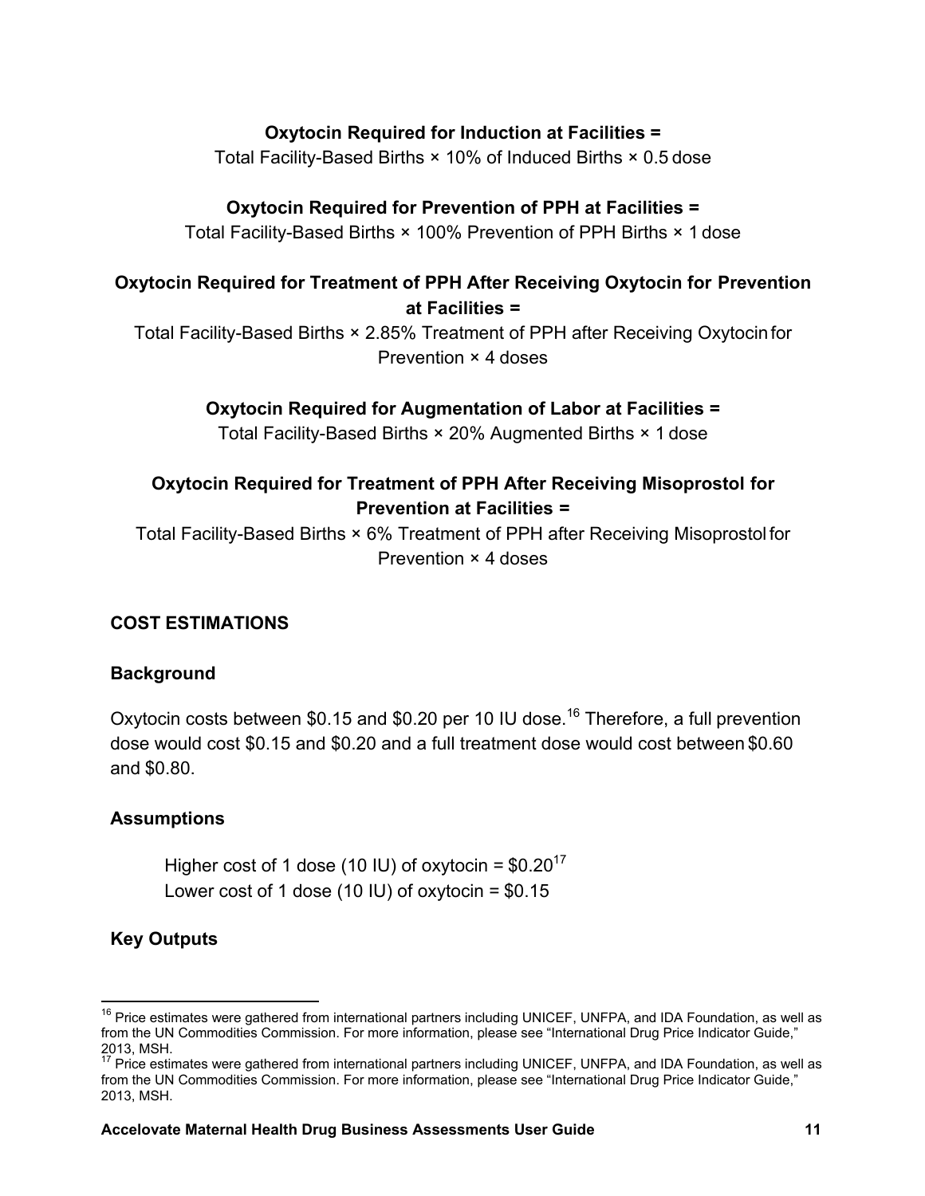**Oxytocin Required for Induction at Facilities =**
Total Facility-Based Births × 10% of Induced Births × 0.5 dose

**Oxytocin Required for Prevention of PPH at Facilities =**
Total Facility-Based Births × 100% Prevention of PPH Births × 1 dose

**Oxytocin Required for Treatment of PPH After Receiving Oxytocin for Prevention at Facilities =**
Total Facility-Based Births × 2.85% Treatment of PPH after Receiving Oxytocin for Prevention × 4 doses

**Oxytocin Required for Augmentation of Labor at Facilities =**
Total Facility-Based Births × 20% Augmented Births × 1 dose

**Oxytocin Required for Treatment of PPH After Receiving Misoprostol for Prevention at Facilities =**
Total Facility-Based Births × 6% Treatment of PPH after Receiving Misoprostol for Prevention × 4 doses

## COST ESTIMATIONS

### Background

Oxytocin costs between $0.15 and $0.20 per 10 IU dose.[16] Therefore, a full prevention dose would cost $0.15 and $0.20 and a full treatment dose would cost between $0.60 and $0.80.

### Assumptions

Higher cost of 1 dose (10 IU) of oxytocin = $0.20[17]
Lower cost of 1 dose (10 IU) of oxytocin = $0.15

### Key Outputs

[16] Price estimates were gathered from international partners including UNICEF, UNFPA, and IDA Foundation, as well as from the UN Commodities Commission. For more information, please see "International Drug Price Indicator Guide," 2013, MSH.

[17] Price estimates were gathered from international partners including UNICEF, UNFPA, and IDA Foundation, as well as from the UN Commodities Commission. For more information, please see "International Drug Price Indicator Guide," 2013, MSH.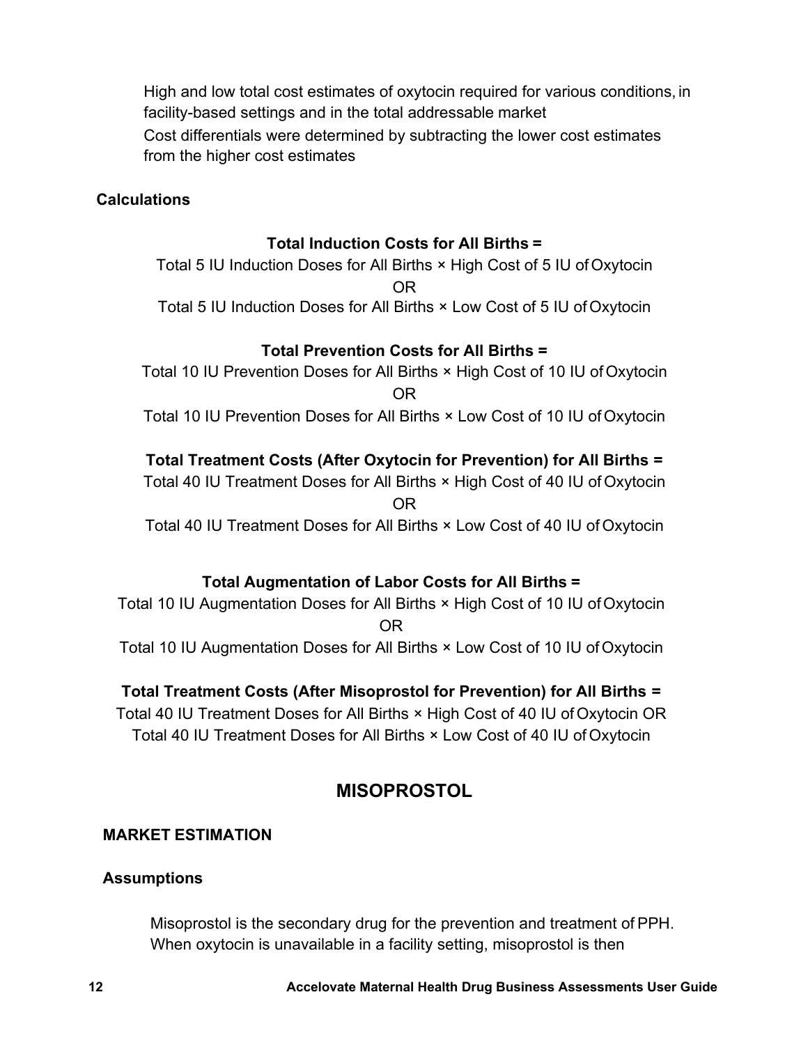High and low total cost estimates of oxytocin required for various conditions, in facility-based settings and in the total addressable market

Cost differentials were determined by subtracting the lower cost estimates from the higher cost estimates

**Calculations**

**Total Induction Costs for All Births =**

Total 5 IU Induction Doses for All Births × High Cost of 5 IU of Oxytocin

OR

Total 5 IU Induction Doses for All Births × Low Cost of 5 IU of Oxytocin

**Total Prevention Costs for All Births =**

Total 10 IU Prevention Doses for All Births × High Cost of 10 IU of Oxytocin

OR

Total 10 IU Prevention Doses for All Births × Low Cost of 10 IU of Oxytocin

**Total Treatment Costs (After Oxytocin for Prevention) for All Births =**

Total 40 IU Treatment Doses for All Births × High Cost of 40 IU of Oxytocin

OR

Total 40 IU Treatment Doses for All Births × Low Cost of 40 IU of Oxytocin

**Total Augmentation of Labor Costs for All Births =**

Total 10 IU Augmentation Doses for All Births × High Cost of 10 IU of Oxytocin

OR

Total 10 IU Augmentation Doses for All Births × Low Cost of 10 IU of Oxytocin

**Total Treatment Costs (After Misoprostol for Prevention) for All Births =**

Total 40 IU Treatment Doses for All Births × High Cost of 40 IU of Oxytocin OR
Total 40 IU Treatment Doses for All Births × Low Cost of 40 IU of Oxytocin

## MISOPROSTOL

### MARKET ESTIMATION

**Assumptions**

Misoprostol is the secondary drug for the prevention and treatment of PPH. When oxytocin is unavailable in a facility setting, misoprostol is then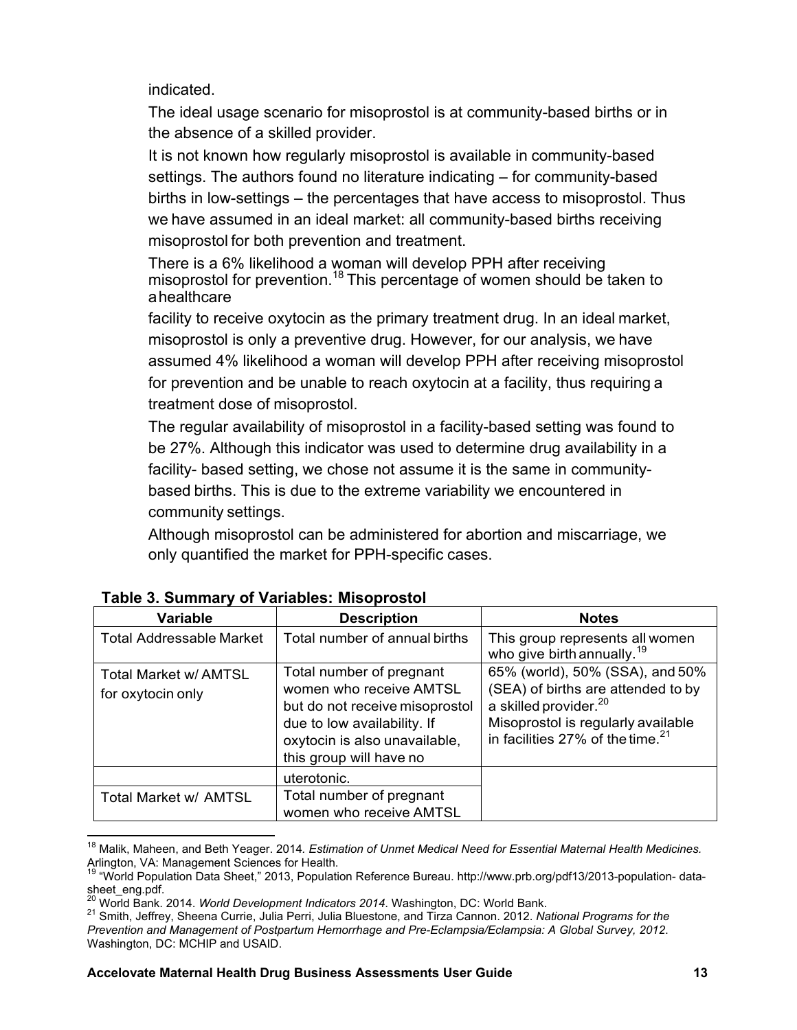indicated.

The ideal usage scenario for misoprostol is at community-based births or in the absence of a skilled provider.

It is not known how regularly misoprostol is available in community-based settings. The authors found no literature indicating – for community-based births in low-settings – the percentages that have access to misoprostol. Thus we have assumed in an ideal market: all community-based births receiving misoprostol for both prevention and treatment.

There is a 6% likelihood a woman will develop PPH after receiving misoprostol for prevention.[18] This percentage of women should be taken to a healthcare facility to receive oxytocin as the primary treatment drug. In an ideal market, misoprostol is only a preventive drug. However, for our analysis, we have assumed 4% likelihood a woman will develop PPH after receiving misoprostol for prevention and be unable to reach oxytocin at a facility, thus requiring a treatment dose of misoprostol.

The regular availability of misoprostol in a facility-based setting was found to be 27%. Although this indicator was used to determine drug availability in a facility- based setting, we chose not assume it is the same in community-based births. This is due to the extreme variability we encountered in community settings.

Although misoprostol can be administered for abortion and miscarriage, we only quantified the market for PPH-specific cases.

**Table 3. Summary of Variables: Misoprostol**

| Variable | Description | Notes |
|---|---|---|
| Total Addressable Market | Total number of annual births | This group represents all women who give birth annually.[19] |
| Total Market w/ AMTSL for oxytocin only | Total number of pregnant women who receive AMTSL but do not receive misoprostol due to low availability. If oxytocin is also unavailable, this group will have no uterotonic. | 65% (world), 50% (SSA), and 50% (SEA) of births are attended to by a skilled provider.[20] Misoprostol is regularly available in facilities 27% of the time.[21] |
| Total Market w/ AMTSL | Total number of pregnant women who receive AMTSL | |

[18] Malik, Maheen, and Beth Yeager. 2014. *Estimation of Unmet Medical Need for Essential Maternal Health Medicines.* Arlington, VA: Management Sciences for Health.

[19] "World Population Data Sheet," 2013, Population Reference Bureau. http://www.prb.org/pdf13/2013-population- data-sheet_eng.pdf.

[20] World Bank. 2014. *World Development Indicators 2014*. Washington, DC: World Bank.

[21] Smith, Jeffrey, Sheena Currie, Julia Perri, Julia Bluestone, and Tirza Cannon. 2012. *National Programs for the Prevention and Management of Postpartum Hemorrhage and Pre-Eclampsia/Eclampsia: A Global Survey, 2012*. Washington, DC: MCHIP and USAID.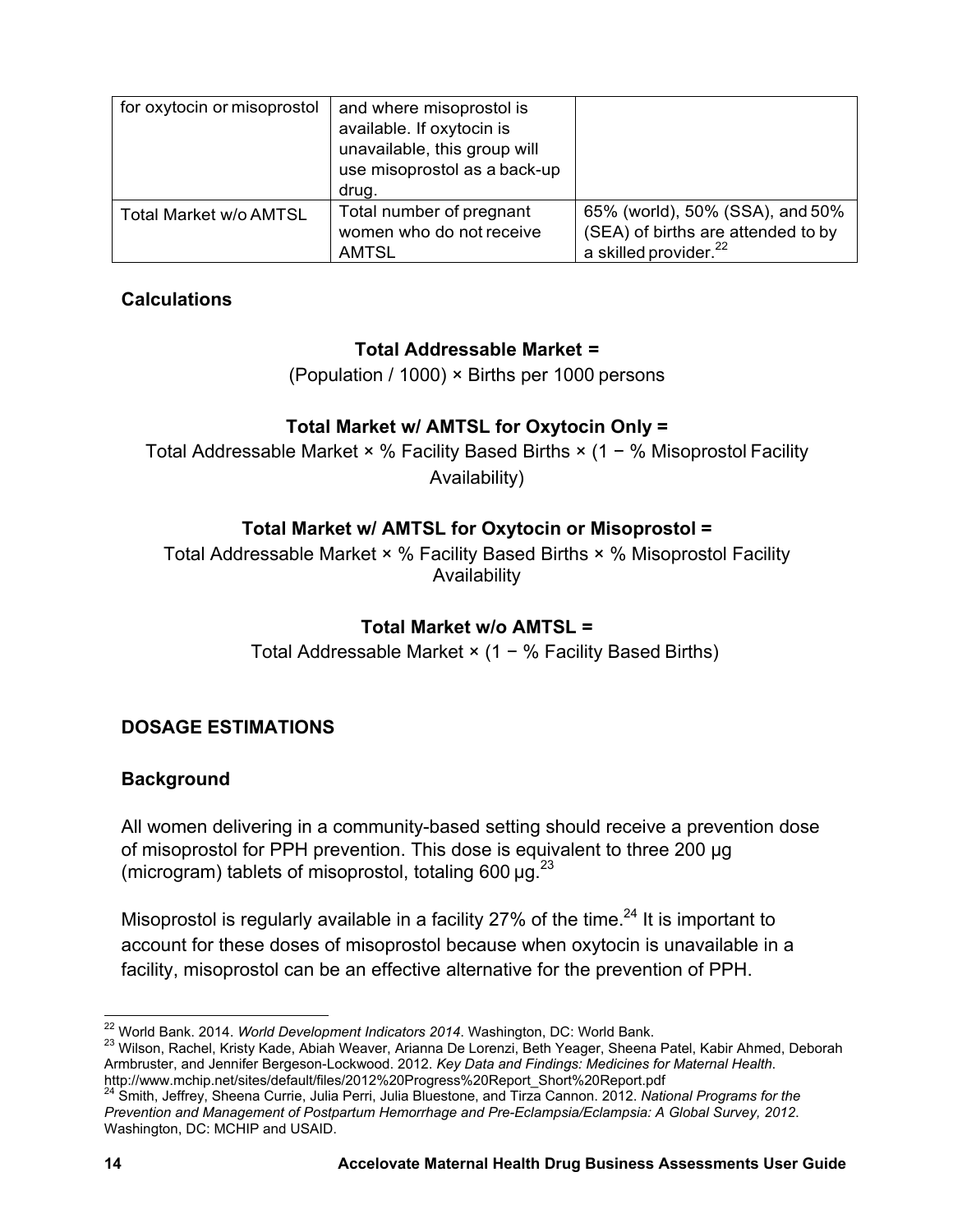| | | |
|---|---|---|
| for oxytocin or misoprostol | and where misoprostol is available. If oxytocin is unavailable, this group will use misoprostol as a back-up drug. | |
| Total Market w/o AMTSL | Total number of pregnant women who do not receive AMTSL | 65% (world), 50% (SSA), and 50% (SEA) of births are attended to by a skilled provider.[22] |

### Calculations

**Total Addressable Market =**

(Population / 1000) × Births per 1000 persons

**Total Market w/ AMTSL for Oxytocin Only =**

Total Addressable Market × % Facility Based Births × (1 − % Misoprostol Facility Availability)

**Total Market w/ AMTSL for Oxytocin or Misoprostol =**

Total Addressable Market × % Facility Based Births × % Misoprostol Facility Availability

**Total Market w/o AMTSL =**

Total Addressable Market × (1 − % Facility Based Births)

## DOSAGE ESTIMATIONS

### Background

All women delivering in a community-based setting should receive a prevention dose of misoprostol for PPH prevention. This dose is equivalent to three 200 µg (microgram) tablets of misoprostol, totaling 600 µg.[23]

Misoprostol is regularly available in a facility 27% of the time.[24] It is important to account for these doses of misoprostol because when oxytocin is unavailable in a facility, misoprostol can be an effective alternative for the prevention of PPH.

---

[22] World Bank. 2014. *World Development Indicators 2014*. Washington, DC: World Bank.

[23] Wilson, Rachel, Kristy Kade, Abiah Weaver, Arianna De Lorenzi, Beth Yeager, Sheena Patel, Kabir Ahmed, Deborah Armbruster, and Jennifer Bergeson-Lockwood. 2012. *Key Data and Findings: Medicines for Maternal Health*. http://www.mchip.net/sites/default/files/2012%20Progress%20Report_Short%20Report.pdf

[24] Smith, Jeffrey, Sheena Currie, Julia Perri, Julia Bluestone, and Tirza Cannon. 2012. *National Programs for the Prevention and Management of Postpartum Hemorrhage and Pre-Eclampsia/Eclampsia: A Global Survey, 2012*. Washington, DC: MCHIP and USAID.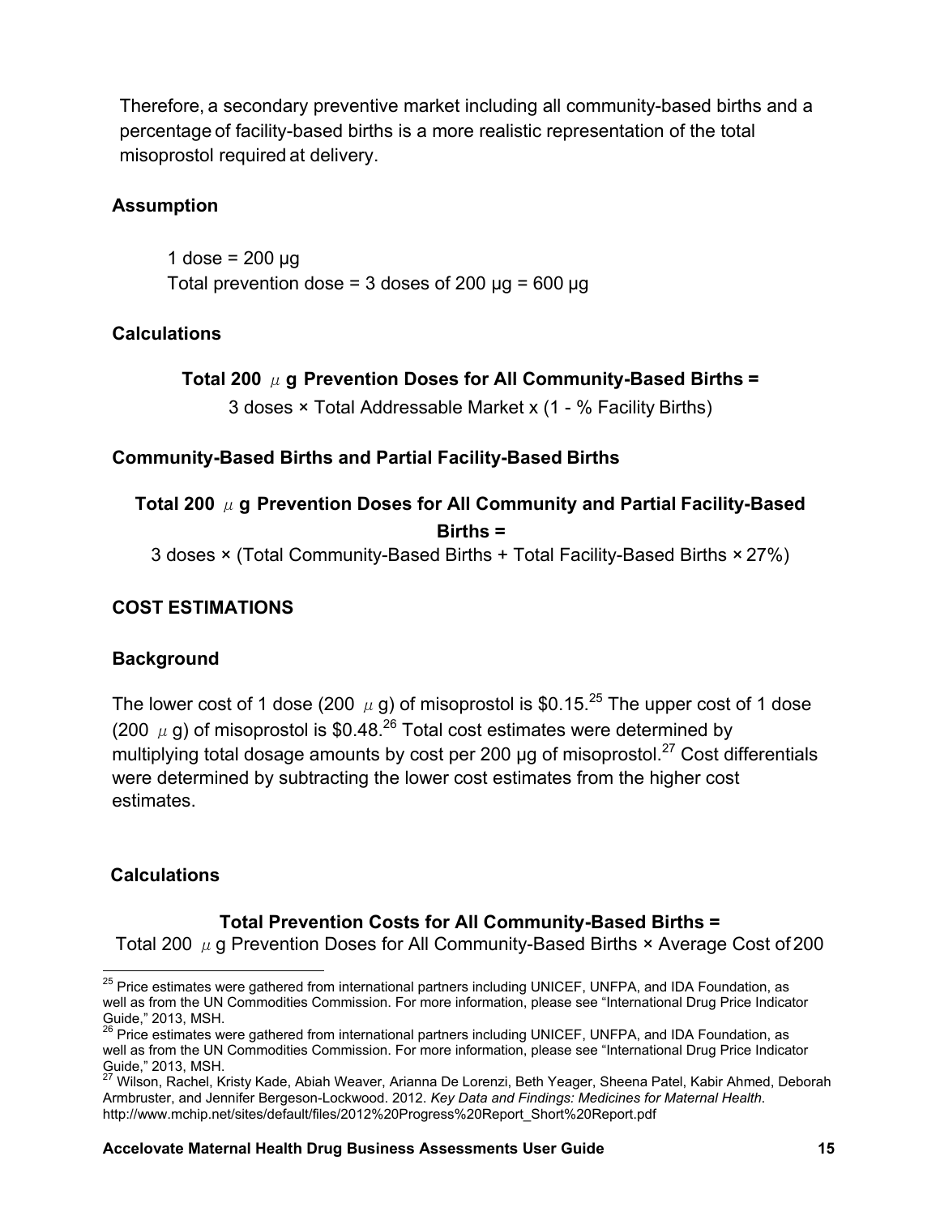Therefore, a secondary preventive market including all community-based births and a percentage of facility-based births is a more realistic representation of the total misoprostol required at delivery.

### Assumption

1 dose = 200 µg
Total prevention dose = 3 doses of 200 µg = 600 µg

### Calculations

**Total 200 µg Prevention Doses for All Community-Based Births =**
3 doses × Total Addressable Market x (1 - % Facility Births)

### Community-Based Births and Partial Facility-Based Births

**Total 200 µg Prevention Doses for All Community and Partial Facility-Based Births =**
3 doses × (Total Community-Based Births + Total Facility-Based Births × 27%)

## COST ESTIMATIONS

### Background

The lower cost of 1 dose (200 µg) of misoprostol is $0.15.[25] The upper cost of 1 dose (200 µg) of misoprostol is $0.48.[26] Total cost estimates were determined by multiplying total dosage amounts by cost per 200 µg of misoprostol.[27] Cost differentials were determined by subtracting the lower cost estimates from the higher cost estimates.

### Calculations

**Total Prevention Costs for All Community-Based Births =**
Total 200 µg Prevention Doses for All Community-Based Births × Average Cost of 200

---

[25] Price estimates were gathered from international partners including UNICEF, UNFPA, and IDA Foundation, as well as from the UN Commodities Commission. For more information, please see "International Drug Price Indicator Guide," 2013, MSH.

[26] Price estimates were gathered from international partners including UNICEF, UNFPA, and IDA Foundation, as well as from the UN Commodities Commission. For more information, please see "International Drug Price Indicator Guide," 2013, MSH.

[27] Wilson, Rachel, Kristy Kade, Abiah Weaver, Arianna De Lorenzi, Beth Yeager, Sheena Patel, Kabir Ahmed, Deborah Armbruster, and Jennifer Bergeson-Lockwood. 2012. *Key Data and Findings: Medicines for Maternal Health*. http://www.mchip.net/sites/default/files/2012%20Progress%20Report_Short%20Report.pdf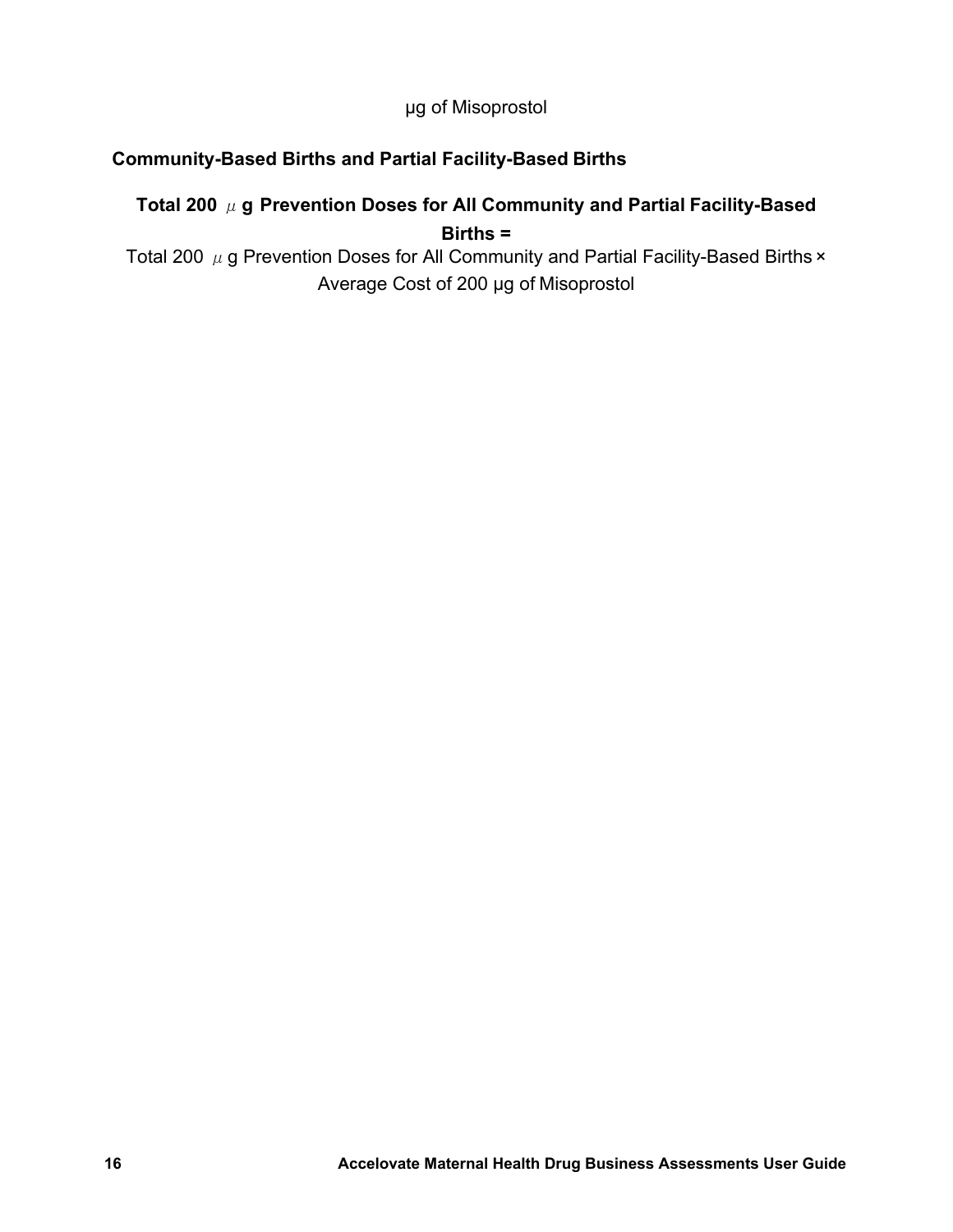µg of Misoprostol

### Community-Based Births and Partial Facility-Based Births

**Total 200 μg Prevention Doses for All Community and Partial Facility-Based Births =**

Total 200 μg Prevention Doses for All Community and Partial Facility-Based Births × Average Cost of 200 µg of Misoprostol